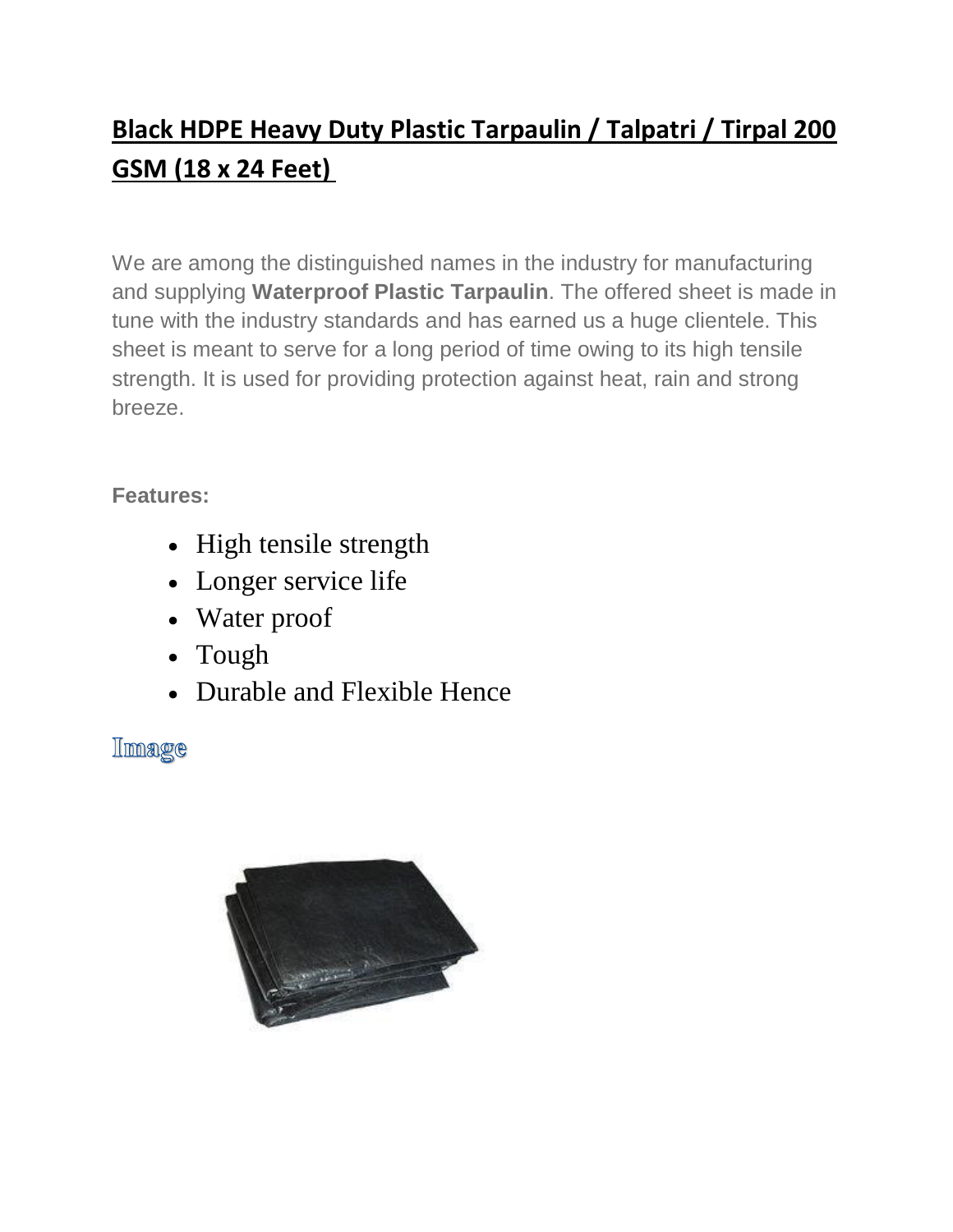# Black HDPE Heavy Duty Plastic Tarpaulin / Talpatri / Tirpal 200 GSM (18 x 24 Feet)

We are among the distinguished names in the industry for manufacturing and supplying **Waterproof Plastic Tarpaulin**. The offered sheet is made in tune with the industry standards and has earned us a huge clientele. This sheet is meant to serve for a long period of time owing to its high tensile strength. It is used for providing protection against heat, rain and strong breeze.

**Features:**

- High tensile strength
- Longer service life
- Water proof
- Tough
- Durable and Flexible Hence

## Image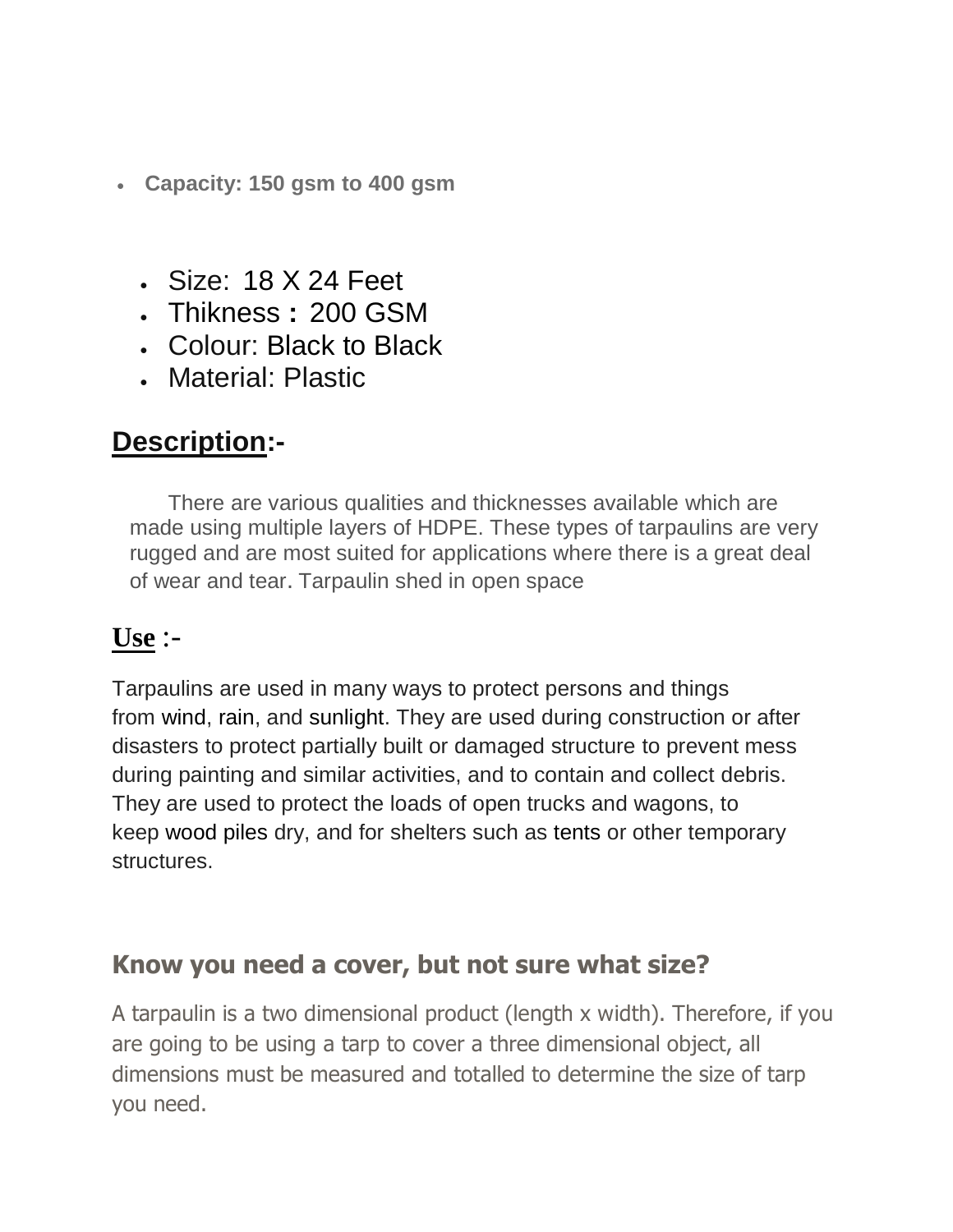- **Capacity: 150 gsm to 400 gsm**

- Size: 18 X 24 Feet
- Thikness **:** 200 GSM
- Colour: Black to Black
- Material: Plastic

## Description:-

There are various qualities and thicknesses available which are made using multiple layers of HDPE. These types of tarpaulins are very rugged and are most suited for applications where there is a great deal of wear and tear. Tarpaulin shed in open space

## Use :-

Tarpaulins are used in many ways to protect persons and things from wind, rain, and sunlight. They are used during construction or after disasters to protect partially built or damaged structure to prevent mess during painting and similar activities, and to contain and collect debris. They are used to protect the loads of open trucks and wagons, to keep wood piles dry, and for shelters such as tents or other temporary structures.

### Know you need a cover, but not sure what size?

A tarpaulin is a two dimensional product (length x width). Therefore, if you are going to be using a tarp to cover a three dimensional object, all dimensions must be measured and totalled to determine the size of tarp you need.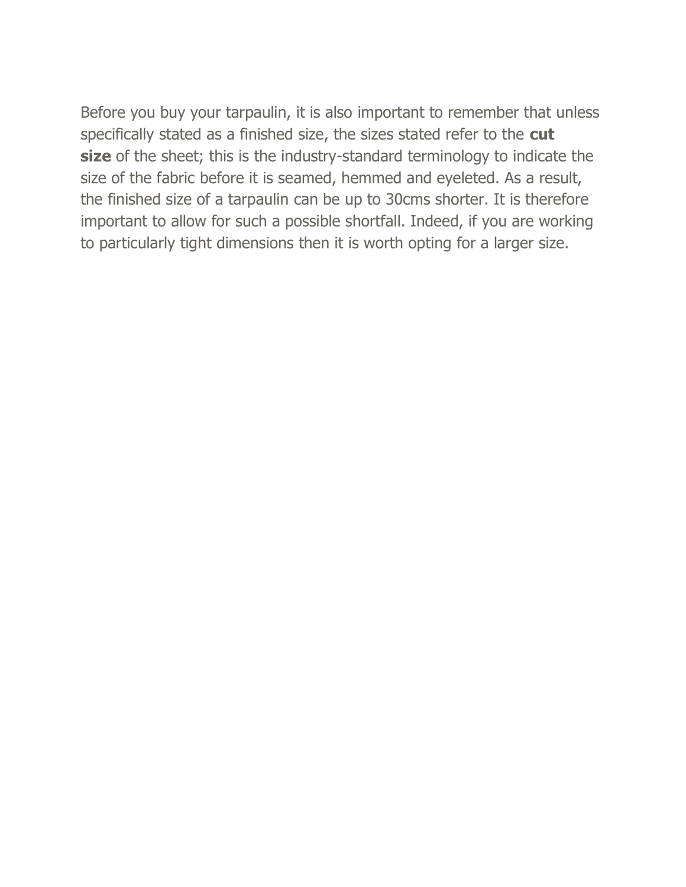Before you buy your tarpaulin, it is also important to remember that unless specifically stated as a finished size, the sizes stated refer to the **cut size** of the sheet; this is the industry-standard terminology to indicate the size of the fabric before it is seamed, hemmed and eyeleted. As a result, the finished size of a tarpaulin can be up to 30cms shorter. It is therefore important to allow for such a possible shortfall. Indeed, if you are working to particularly tight dimensions then it is worth opting for a larger size.